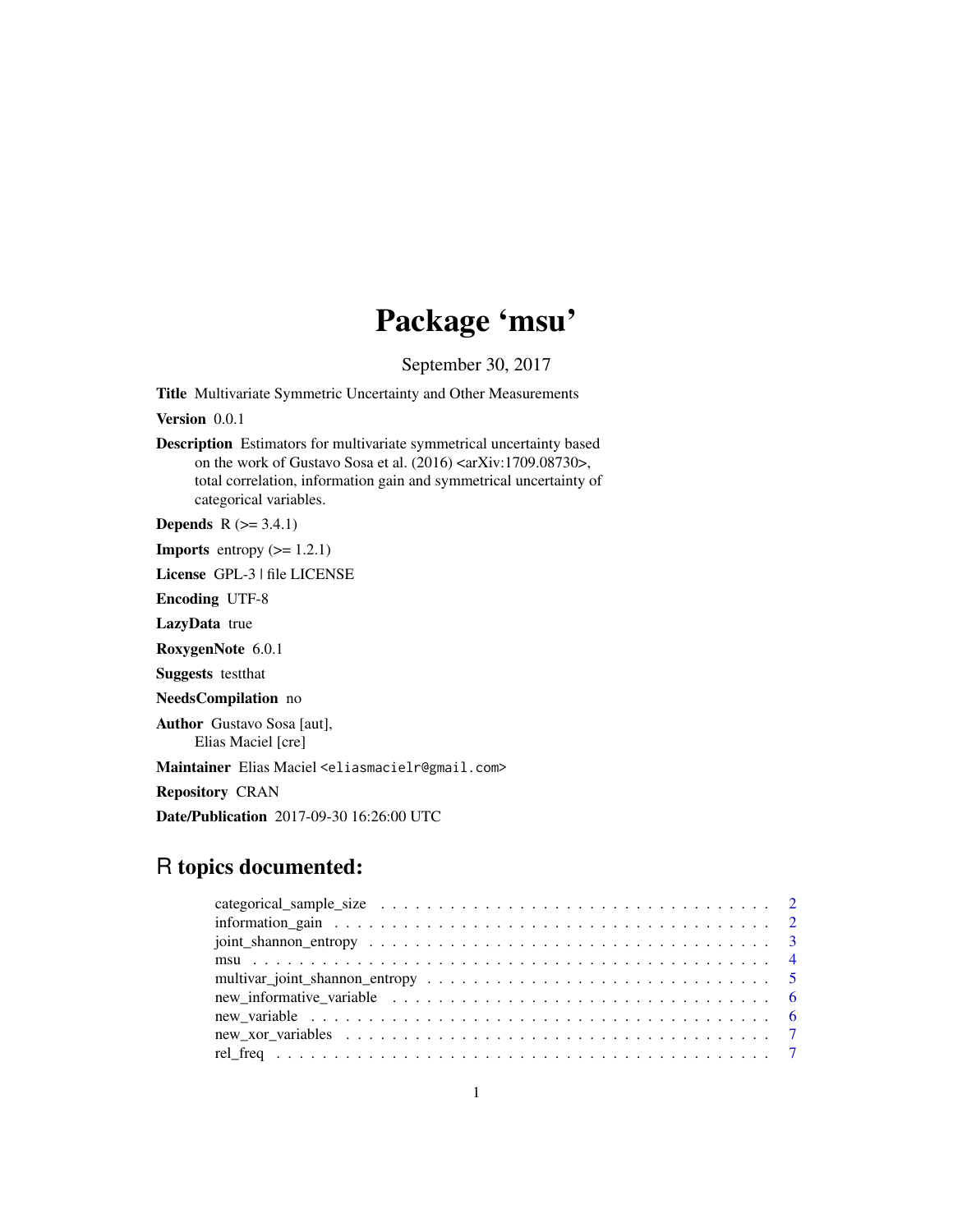# Package 'msu'

September 30, 2017

**Title** Multivariate Symmetric Uncertainty and Other Measurements

**Version** 0.0.1

**Description** Estimators for multivariate symmetrical uncertainty based on the work of Gustavo Sosa et al. (2016) <arXiv:1709.08730>, total correlation, information gain and symmetrical uncertainty of categorical variables.

**Depends** R (>= 3.4.1)

**Imports** entropy (>= 1.2.1)

**License** GPL-3 | file LICENSE

**Encoding** UTF-8

**LazyData** true

**RoxygenNote** 6.0.1

**Suggests** testthat

**NeedsCompilation** no

**Author** Gustavo Sosa [aut], Elias Maciel [cre]

**Maintainer** Elias Maciel <eliasmacielr@gmail.com>

**Repository** CRAN

**Date/Publication** 2017-09-30 16:26:00 UTC

## R topics documented:

- categorical_sample_size . . . . . . . . . . . . . . . . . . . . . . . . . . . . . . . . . . 2
- information_gain . . . . . . . . . . . . . . . . . . . . . . . . . . . . . . . . . . . . . . 2
- joint_shannon_entropy . . . . . . . . . . . . . . . . . . . . . . . . . . . . . . . . . . . 3
- msu . . . . . . . . . . . . . . . . . . . . . . . . . . . . . . . . . . . . . . . . . . . . . 4
- multivar_joint_shannon_entropy . . . . . . . . . . . . . . . . . . . . . . . . . . . . . 5
- new_informative_variable . . . . . . . . . . . . . . . . . . . . . . . . . . . . . . . . . 6
- new_variable . . . . . . . . . . . . . . . . . . . . . . . . . . . . . . . . . . . . . . . . 6
- new_xor_variables . . . . . . . . . . . . . . . . . . . . . . . . . . . . . . . . . . . . . 7
- rel_freq . . . . . . . . . . . . . . . . . . . . . . . . . . . . . . . . . . . . . . . . . . 7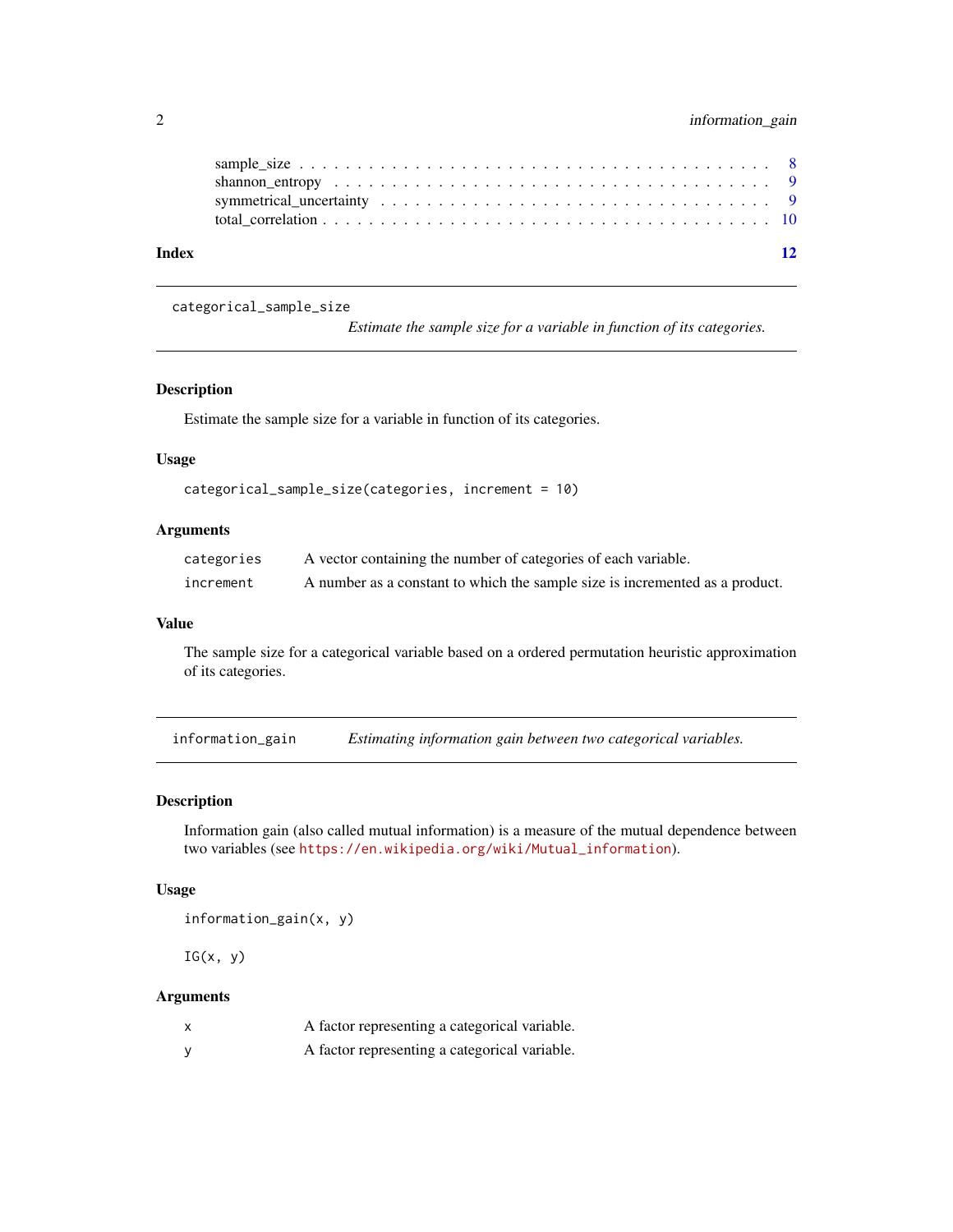sample_size . . . . . . . . . . . . . . . . . . . . . . . . . . . . . . . . . . . . . . . 8
shannon_entropy . . . . . . . . . . . . . . . . . . . . . . . . . . . . . . . . . . . . . 9
symmetrical_uncertainty . . . . . . . . . . . . . . . . . . . . . . . . . . . . . . . . . 9
total_correlation . . . . . . . . . . . . . . . . . . . . . . . . . . . . . . . . . . . . . 10

**Index** **12**

---

## categorical_sample_size

*Estimate the sample size for a variable in function of its categories.*

### Description

Estimate the sample size for a variable in function of its categories.

### Usage

```
categorical_sample_size(categories, increment = 10)
```

### Arguments

| | |
|---|---|
| `categories` | A vector containing the number of categories of each variable. |
| `increment` | A number as a constant to which the sample size is incremented as a product. |

### Value

The sample size for a categorical variable based on a ordered permutation heuristic approximation of its categories.

---

## information_gain

*Estimating information gain between two categorical variables.*

### Description

Information gain (also called mutual information) is a measure of the mutual dependence between two variables (see https://en.wikipedia.org/wiki/Mutual_information).

### Usage

```
information_gain(x, y)

IG(x, y)
```

### Arguments

| | |
|---|---|
| `x` | A factor representing a categorical variable. |
| `y` | A factor representing a categorical variable. |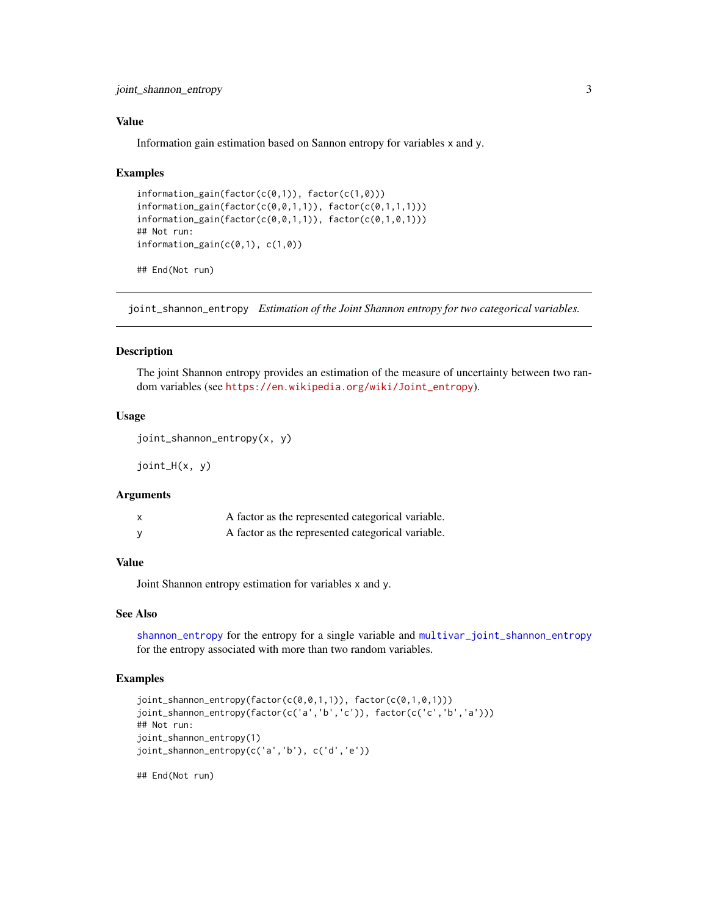### Value

Information gain estimation based on Sannon entropy for variables x and y.

### Examples

```
information_gain(factor(c(0,1)), factor(c(1,0)))
information_gain(factor(c(0,0,1,1)), factor(c(0,1,1,1)))
information_gain(factor(c(0,0,1,1)), factor(c(0,1,0,1)))
## Not run:
information_gain(c(0,1), c(1,0))

## End(Not run)
```

---

## joint_shannon_entropy *Estimation of the Joint Shannon entropy for two categorical variables.*

### Description

The joint Shannon entropy provides an estimation of the measure of uncertainty between two random variables (see https://en.wikipedia.org/wiki/Joint_entropy).

### Usage

```
joint_shannon_entropy(x, y)

joint_H(x, y)
```

### Arguments

| | |
|---|---|
| x | A factor as the represented categorical variable. |
| y | A factor as the represented categorical variable. |

### Value

Joint Shannon entropy estimation for variables x and y.

### See Also

shannon_entropy for the entropy for a single variable and multivar_joint_shannon_entropy for the entropy associated with more than two random variables.

### Examples

```
joint_shannon_entropy(factor(c(0,0,1,1)), factor(c(0,1,0,1)))
joint_shannon_entropy(factor(c('a','b','c')), factor(c('c','b','a')))
## Not run:
joint_shannon_entropy(1)
joint_shannon_entropy(c('a','b'), c('d','e'))

## End(Not run)
```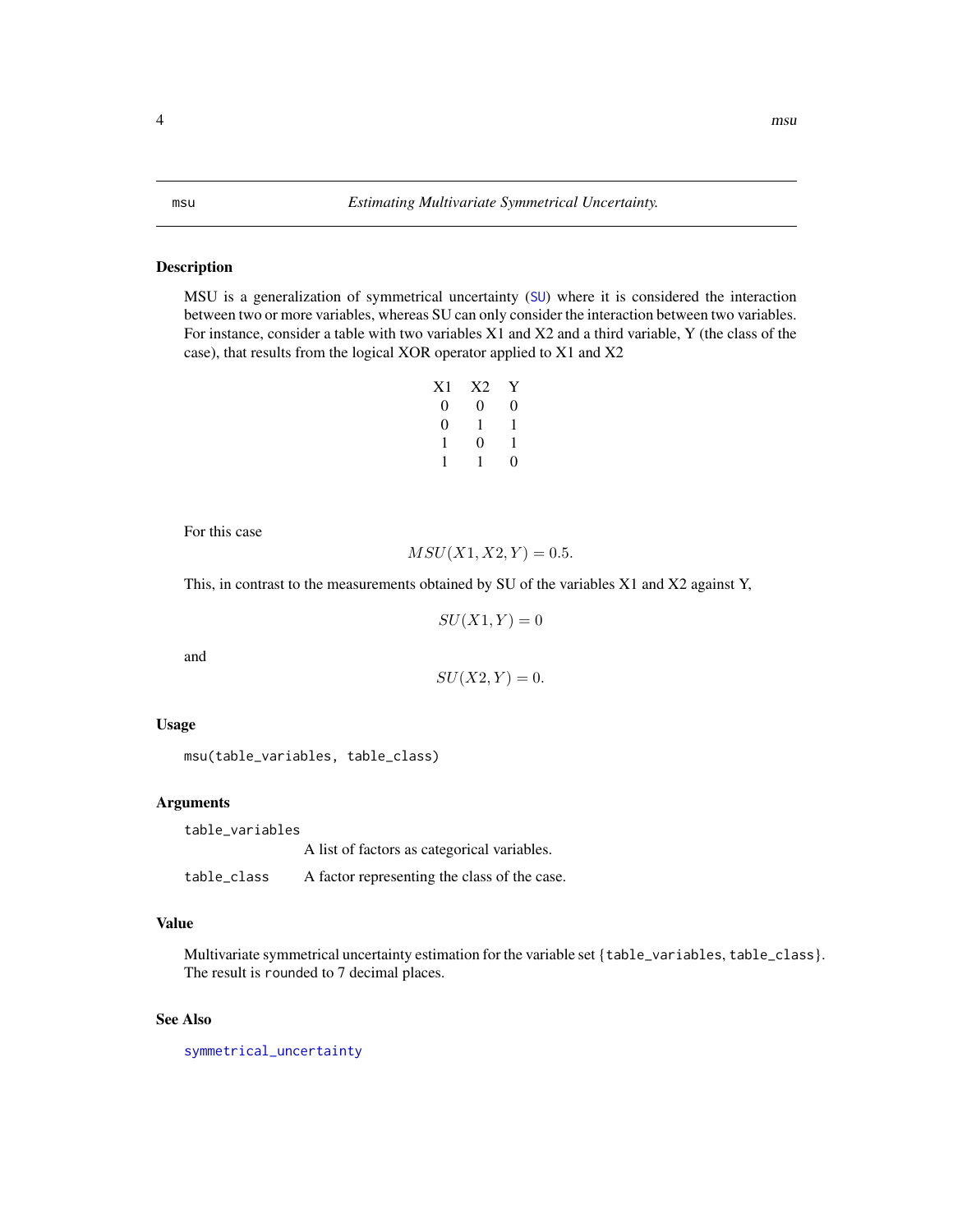msu *Estimating Multivariate Symmetrical Uncertainty.*

### Description

MSU is a generalization of symmetrical uncertainty (SU) where it is considered the interaction between two or more variables, whereas SU can only consider the interaction between two variables. For instance, consider a table with two variables X1 and X2 and a third variable, Y (the class of the case), that results from the logical XOR operator applied to X1 and X2

| X1 | X2 | Y |
|---|---|---|
| 0 | 0 | 0 |
| 0 | 1 | 1 |
| 1 | 0 | 1 |
| 1 | 1 | 0 |

For this case

$$MSU(X1, X2, Y) = 0.5.$$

This, in contrast to the measurements obtained by SU of the variables X1 and X2 against Y,

$$SU(X1, Y) = 0$$

and

$$SU(X2, Y) = 0.$$

### Usage

```
msu(table_variables, table_class)
```

### Arguments

table_variables
A list of factors as categorical variables.

table_class
A factor representing the class of the case.

### Value

Multivariate symmetrical uncertainty estimation for the variable set {table_variables, table_class}. The result is rounded to 7 decimal places.

### See Also

symmetrical_uncertainty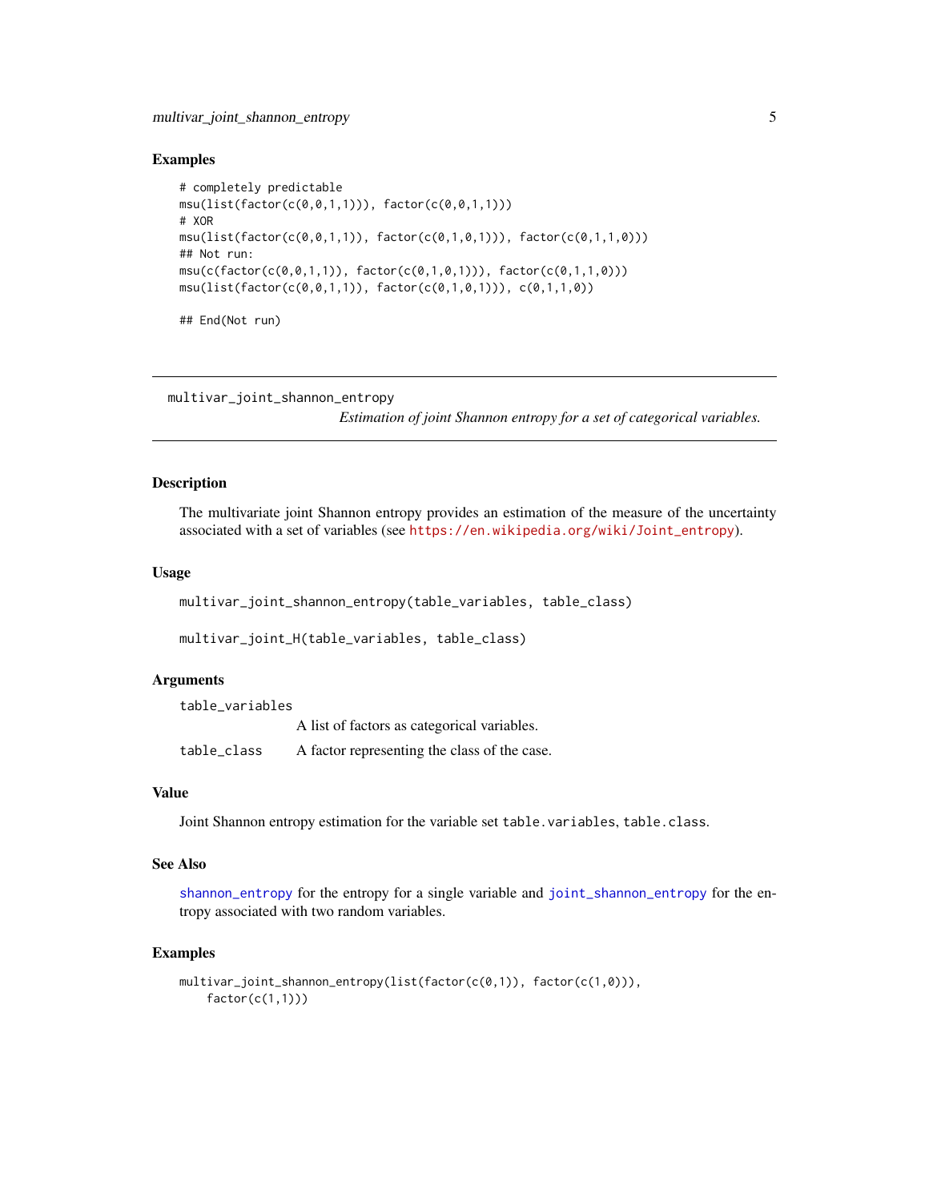### Examples

```
# completely predictable
msu(list(factor(c(0,0,1,1))), factor(c(0,0,1,1)))
# XOR
msu(list(factor(c(0,0,1,1)), factor(c(0,1,0,1))), factor(c(0,1,1,0)))
## Not run:
msu(c(factor(c(0,0,1,1)), factor(c(0,1,0,1))), factor(c(0,1,1,0)))
msu(list(factor(c(0,0,1,1)), factor(c(0,1,0,1))), c(0,1,1,0))

## End(Not run)
```

---

## multivar_joint_shannon_entropy

*Estimation of joint Shannon entropy for a set of categorical variables.*

---

### Description

The multivariate joint Shannon entropy provides an estimation of the measure of the uncertainty associated with a set of variables (see https://en.wikipedia.org/wiki/Joint_entropy).

### Usage

```
multivar_joint_shannon_entropy(table_variables, table_class)

multivar_joint_H(table_variables, table_class)
```

### Arguments

| | |
|---|---|
| table_variables | A list of factors as categorical variables. |
| table_class | A factor representing the class of the case. |

### Value

Joint Shannon entropy estimation for the variable set `table.variables`, `table.class`.

### See Also

shannon_entropy for the entropy for a single variable and joint_shannon_entropy for the entropy associated with two random variables.

### Examples

```
multivar_joint_shannon_entropy(list(factor(c(0,1)), factor(c(1,0))),
    factor(c(1,1)))
```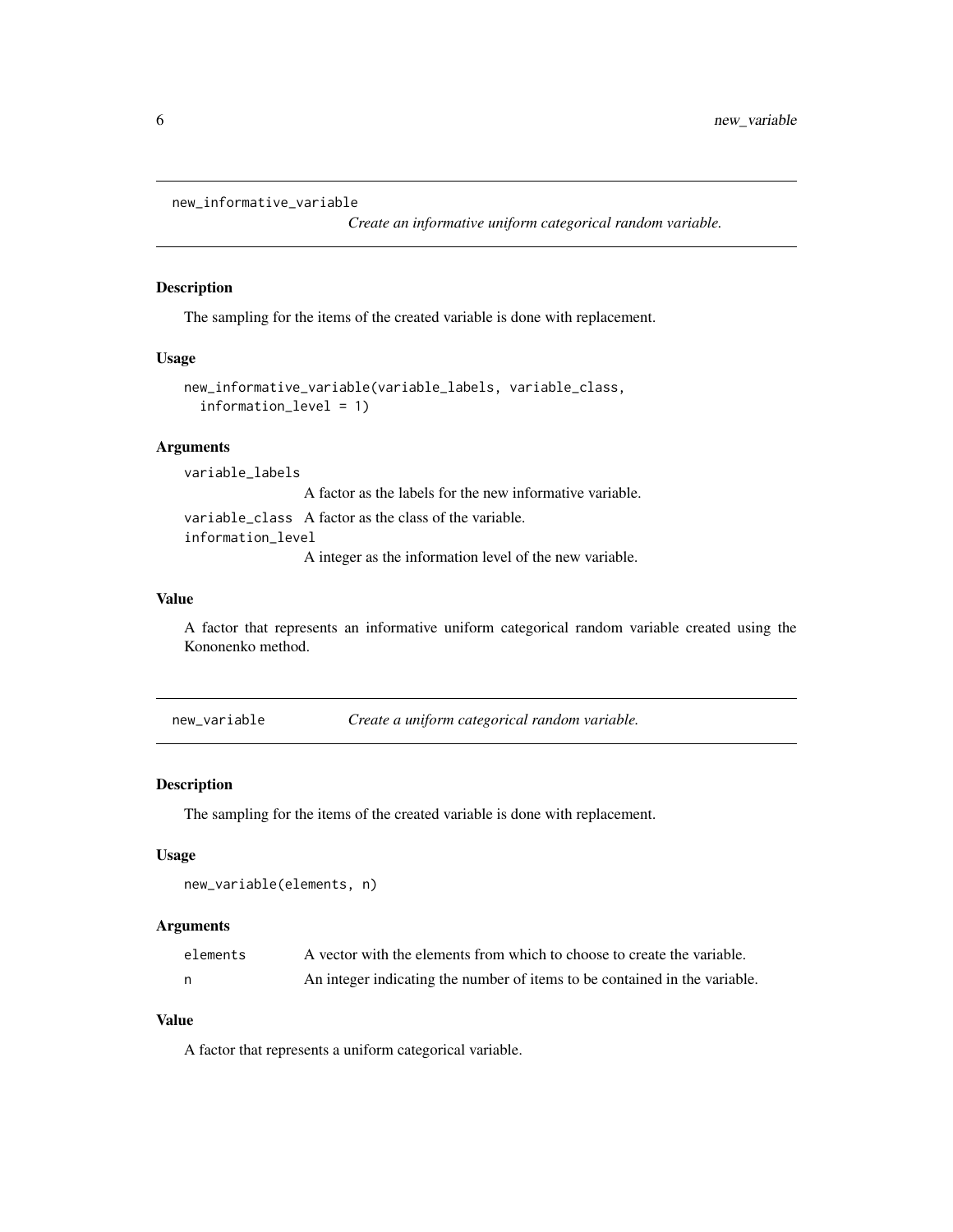## new_informative_variable

*Create an informative uniform categorical random variable.*

### Description

The sampling for the items of the created variable is done with replacement.

### Usage

```
new_informative_variable(variable_labels, variable_class,
  information_level = 1)
```

### Arguments

| | |
|---|---|
| `variable_labels` | A factor as the labels for the new informative variable. |
| `variable_class` | A factor as the class of the variable. |
| `information_level` | A integer as the information level of the new variable. |

### Value

A factor that represents an informative uniform categorical random variable created using the Kononenko method.

## new_variable

*Create a uniform categorical random variable.*

### Description

The sampling for the items of the created variable is done with replacement.

### Usage

```
new_variable(elements, n)
```

### Arguments

| | |
|---|---|
| `elements` | A vector with the elements from which to choose to create the variable. |
| `n` | An integer indicating the number of items to be contained in the variable. |

### Value

A factor that represents a uniform categorical variable.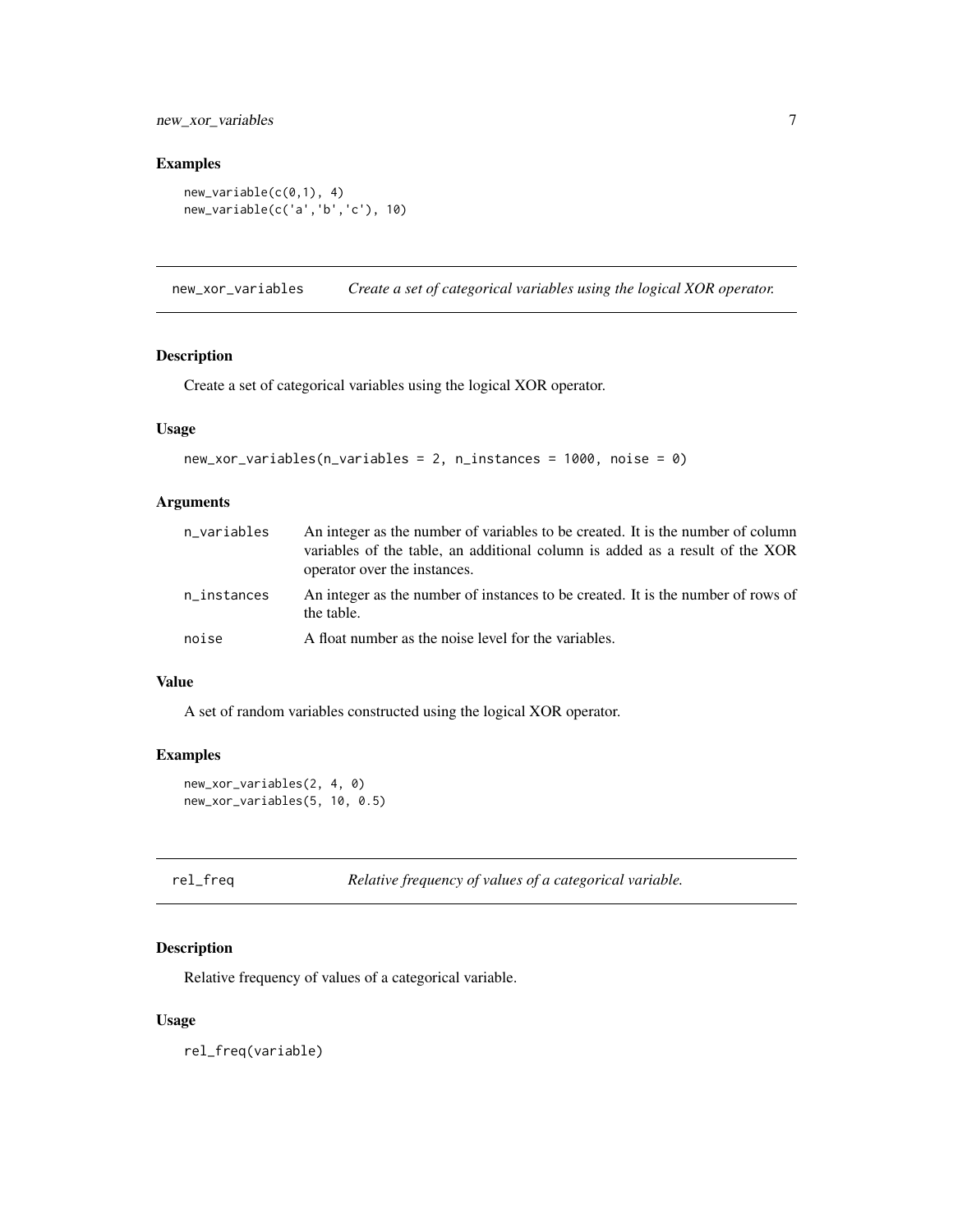## Examples

```
new_variable(c(0,1), 4)
new_variable(c('a','b','c'), 10)
```

---

# new_xor_variables — *Create a set of categorical variables using the logical XOR operator.*

## Description

Create a set of categorical variables using the logical XOR operator.

## Usage

```
new_xor_variables(n_variables = 2, n_instances = 1000, noise = 0)
```

## Arguments

| | |
|---|---|
| n_variables | An integer as the number of variables to be created. It is the number of column variables of the table, an additional column is added as a result of the XOR operator over the instances. |
| n_instances | An integer as the number of instances to be created. It is the number of rows of the table. |
| noise | A float number as the noise level for the variables. |

## Value

A set of random variables constructed using the logical XOR operator.

## Examples

```
new_xor_variables(2, 4, 0)
new_xor_variables(5, 10, 0.5)
```

---

# rel_freq — *Relative frequency of values of a categorical variable.*

## Description

Relative frequency of values of a categorical variable.

## Usage

```
rel_freq(variable)
```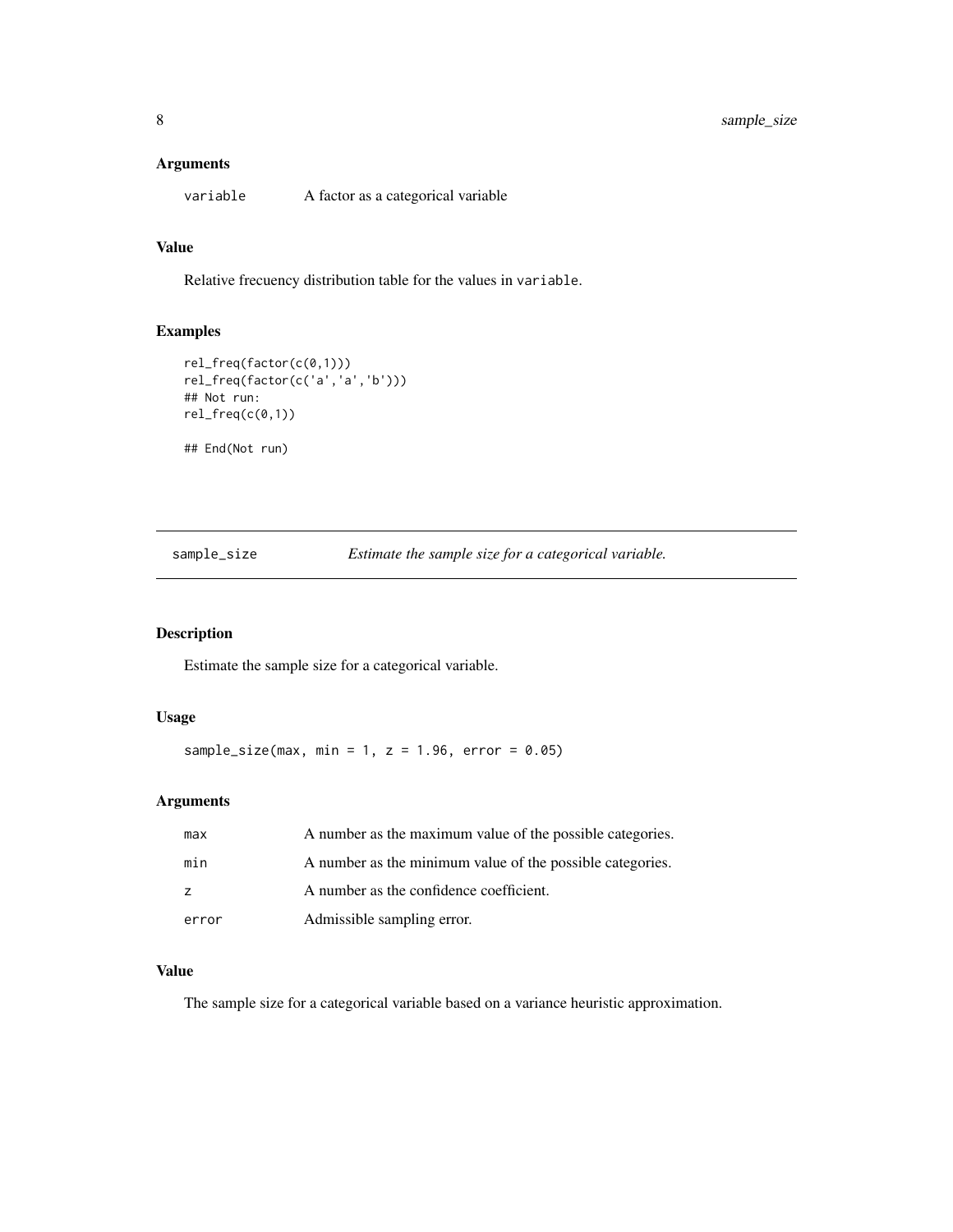### Arguments

| | |
|---|---|
| variable | A factor as a categorical variable |

### Value

Relative frecuency distribution table for the values in variable.

### Examples

```
rel_freq(factor(c(0,1)))
rel_freq(factor(c('a','a','b')))
## Not run:
rel_freq(c(0,1))

## End(Not run)
```

---

## sample_size *Estimate the sample size for a categorical variable.*

---

### Description

Estimate the sample size for a categorical variable.

### Usage

```
sample_size(max, min = 1, z = 1.96, error = 0.05)
```

### Arguments

| | |
|---|---|
| max | A number as the maximum value of the possible categories. |
| min | A number as the minimum value of the possible categories. |
| z | A number as the confidence coefficient. |
| error | Admissible sampling error. |

### Value

The sample size for a categorical variable based on a variance heuristic approximation.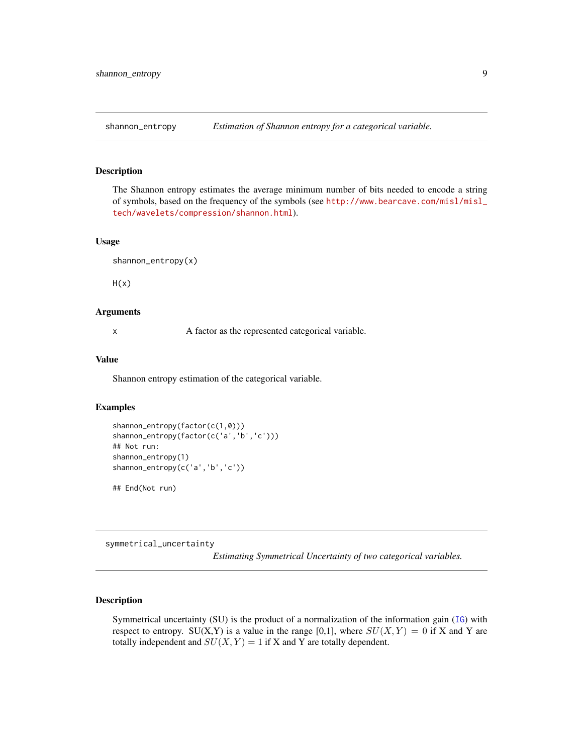## shannon_entropy — *Estimation of Shannon entropy for a categorical variable.*

### Description

The Shannon entropy estimates the average minimum number of bits needed to encode a string of symbols, based on the frequency of the symbols (see http://www.bearcave.com/misl/misl_tech/wavelets/compression/shannon.html).

### Usage

```
shannon_entropy(x)

H(x)
```

### Arguments

| | |
|---|---|
| x | A factor as the represented categorical variable. |

### Value

Shannon entropy estimation of the categorical variable.

### Examples

```
shannon_entropy(factor(c(1,0)))
shannon_entropy(factor(c('a','b','c')))
## Not run:
shannon_entropy(1)
shannon_entropy(c('a','b','c'))

## End(Not run)
```

## symmetrical_uncertainty — *Estimating Symmetrical Uncertainty of two categorical variables.*

### Description

Symmetrical uncertainty (SU) is the product of a normalization of the information gain (IG) with respect to entropy. SU(X,Y) is a value in the range [0,1], where $SU(X,Y) = 0$ if X and Y are totally independent and $SU(X,Y) = 1$ if X and Y are totally dependent.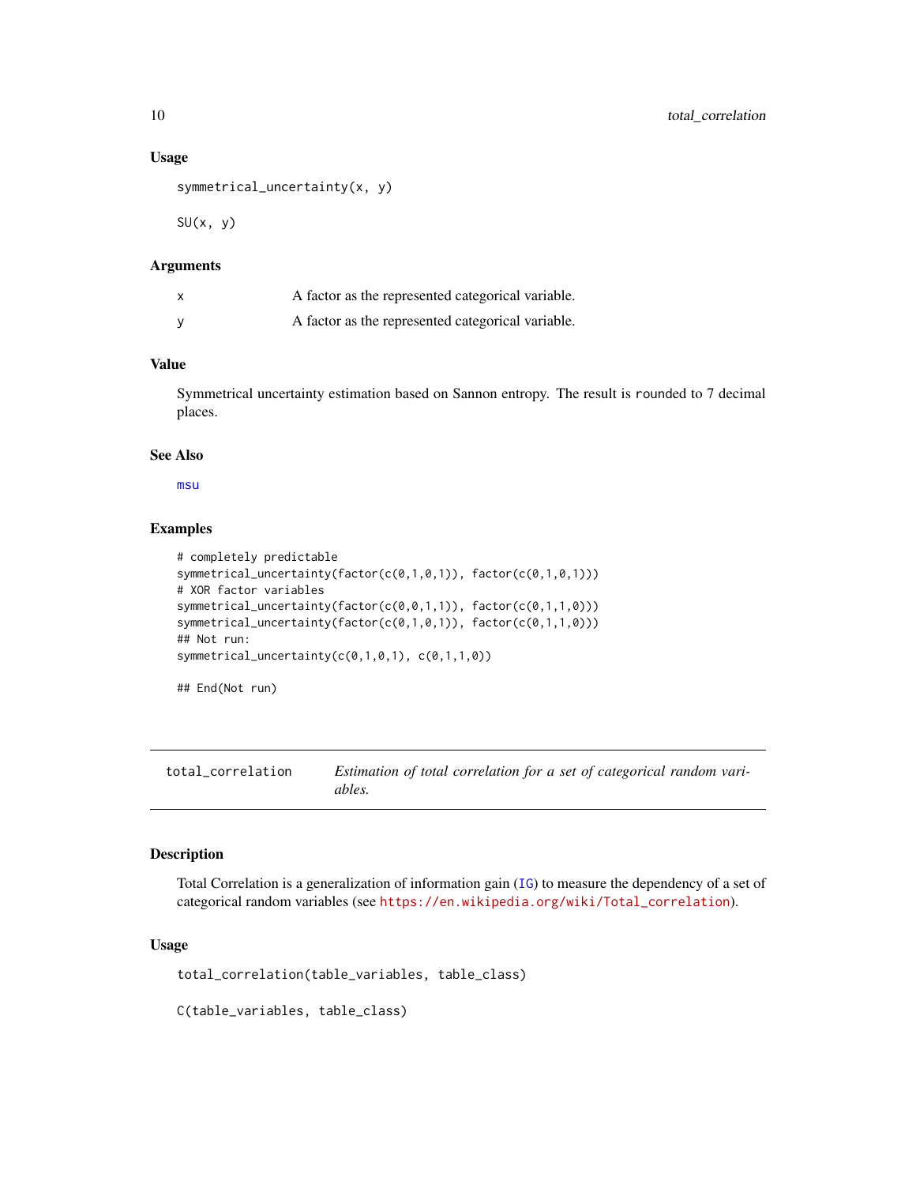### Usage

```
symmetrical_uncertainty(x, y)

SU(x, y)
```

### Arguments

| | |
|---|---|
| x | A factor as the represented categorical variable. |
| y | A factor as the represented categorical variable. |

### Value

Symmetrical uncertainty estimation based on Sannon entropy. The result is rounded to 7 decimal places.

### See Also

msu

### Examples

```
# completely predictable
symmetrical_uncertainty(factor(c(0,1,0,1)), factor(c(0,1,0,1)))
# XOR factor variables
symmetrical_uncertainty(factor(c(0,0,1,1)), factor(c(0,1,1,0)))
symmetrical_uncertainty(factor(c(0,1,0,1)), factor(c(0,1,1,0)))
## Not run:
symmetrical_uncertainty(c(0,1,0,1), c(0,1,1,0))

## End(Not run)
```

---

## total_correlation — *Estimation of total correlation for a set of categorical random variables.*

---

### Description

Total Correlation is a generalization of information gain (IG) to measure the dependency of a set of categorical random variables (see https://en.wikipedia.org/wiki/Total_correlation).

### Usage

```
total_correlation(table_variables, table_class)

C(table_variables, table_class)
```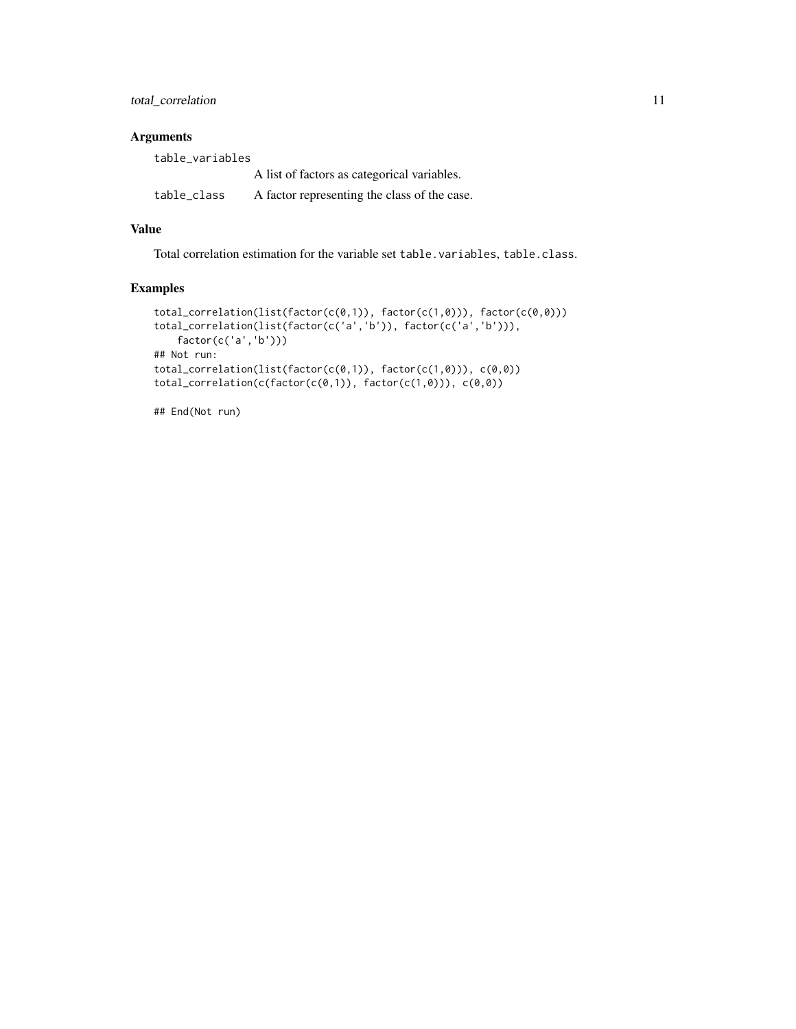## Arguments

table_variables
A list of factors as categorical variables.

table_class
A factor representing the class of the case.

## Value

Total correlation estimation for the variable set `table.variables`, `table.class`.

## Examples

```
total_correlation(list(factor(c(0,1)), factor(c(1,0))), factor(c(0,0)))
total_correlation(list(factor(c('a','b')), factor(c('a','b'))),
    factor(c('a','b')))
## Not run:
total_correlation(list(factor(c(0,1)), factor(c(1,0))), c(0,0))
total_correlation(c(factor(c(0,1)), factor(c(1,0))), c(0,0))

## End(Not run)
```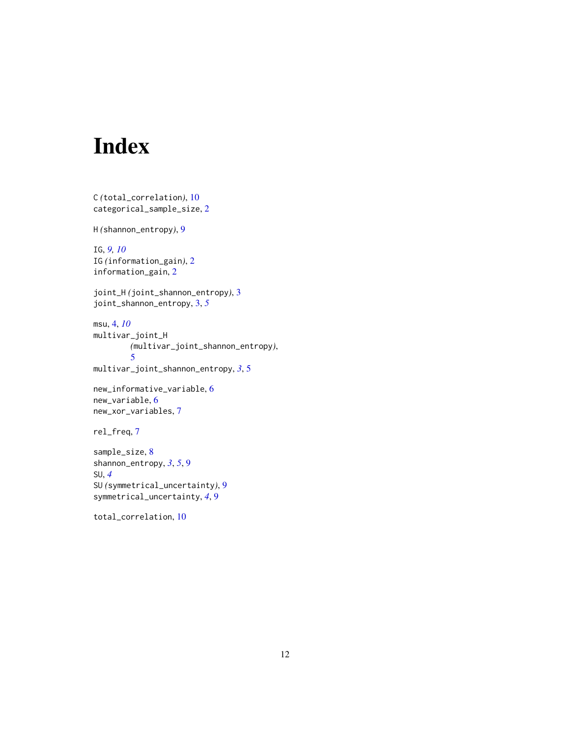# Index

C (total_correlation), 10
categorical_sample_size, 2

H (shannon_entropy), 9

IG, *9, 10*
IG (information_gain), 2
information_gain, 2

joint_H (joint_shannon_entropy), 3
joint_shannon_entropy, 3, *5*

msu, 4, *10*
multivar_joint_H (multivar_joint_shannon_entropy), 5
multivar_joint_shannon_entropy, *3*, 5

new_informative_variable, 6
new_variable, 6
new_xor_variables, 7

rel_freq, 7

sample_size, 8
shannon_entropy, *3*, *5*, 9
SU, *4*
SU (symmetrical_uncertainty), 9
symmetrical_uncertainty, *4*, 9

total_correlation, 10